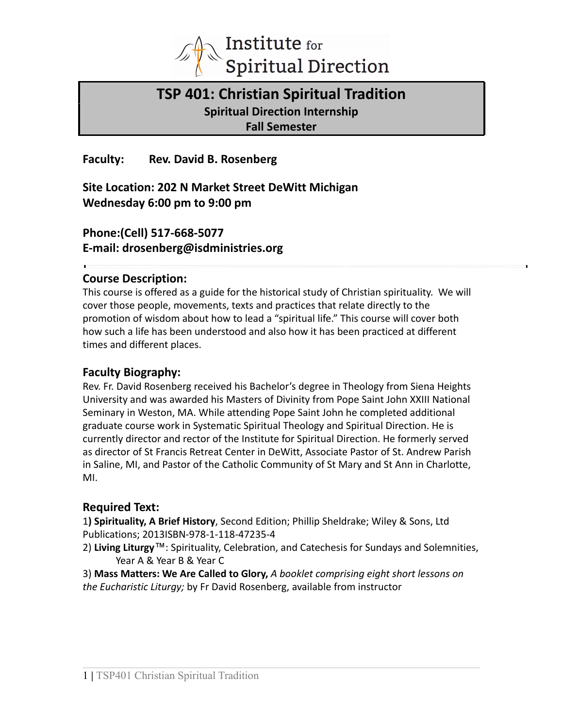Institute for Spiritual Direction

# TSP 401: Christian Spiritual Tradition

**Spiritual Direction Internship**

**Fall Semester**

**Faculty: Rev. David B. Rosenberg**

**Site Location: 202 N Market Street DeWitt Michigan**
**Wednesday 6:00 pm to 9:00 pm**

**Phone:(Cell) 517-668-5077**
**E-mail: drosenberg@isdministries.org**

## Course Description:

This course is offered as a guide for the historical study of Christian spirituality. We will cover those people, movements, texts and practices that relate directly to the promotion of wisdom about how to lead a "spiritual life." This course will cover both how such a life has been understood and also how it has been practiced at different times and different places.

## Faculty Biography:

Rev. Fr. David Rosenberg received his Bachelor's degree in Theology from Siena Heights University and was awarded his Masters of Divinity from Pope Saint John XXIII National Seminary in Weston, MA. While attending Pope Saint John he completed additional graduate course work in Systematic Spiritual Theology and Spiritual Direction. He is currently director and rector of the Institute for Spiritual Direction. He formerly served as director of St Francis Retreat Center in DeWitt, Associate Pastor of St. Andrew Parish in Saline, MI, and Pastor of the Catholic Community of St Mary and St Ann in Charlotte, MI.

## Required Text:

1**) Spirituality, A Brief History**, Second Edition; Phillip Sheldrake; Wiley & Sons, Ltd Publications; 2013ISBN-978-1-118-47235-4

2) **Living Liturgy**™: Spirituality, Celebration, and Catechesis for Sundays and Solemnities, Year A & Year B & Year C

3) **Mass Matters: We Are Called to Glory,** *A booklet comprising eight short lessons on the Eucharistic Liturgy;* by Fr David Rosenberg, available from instructor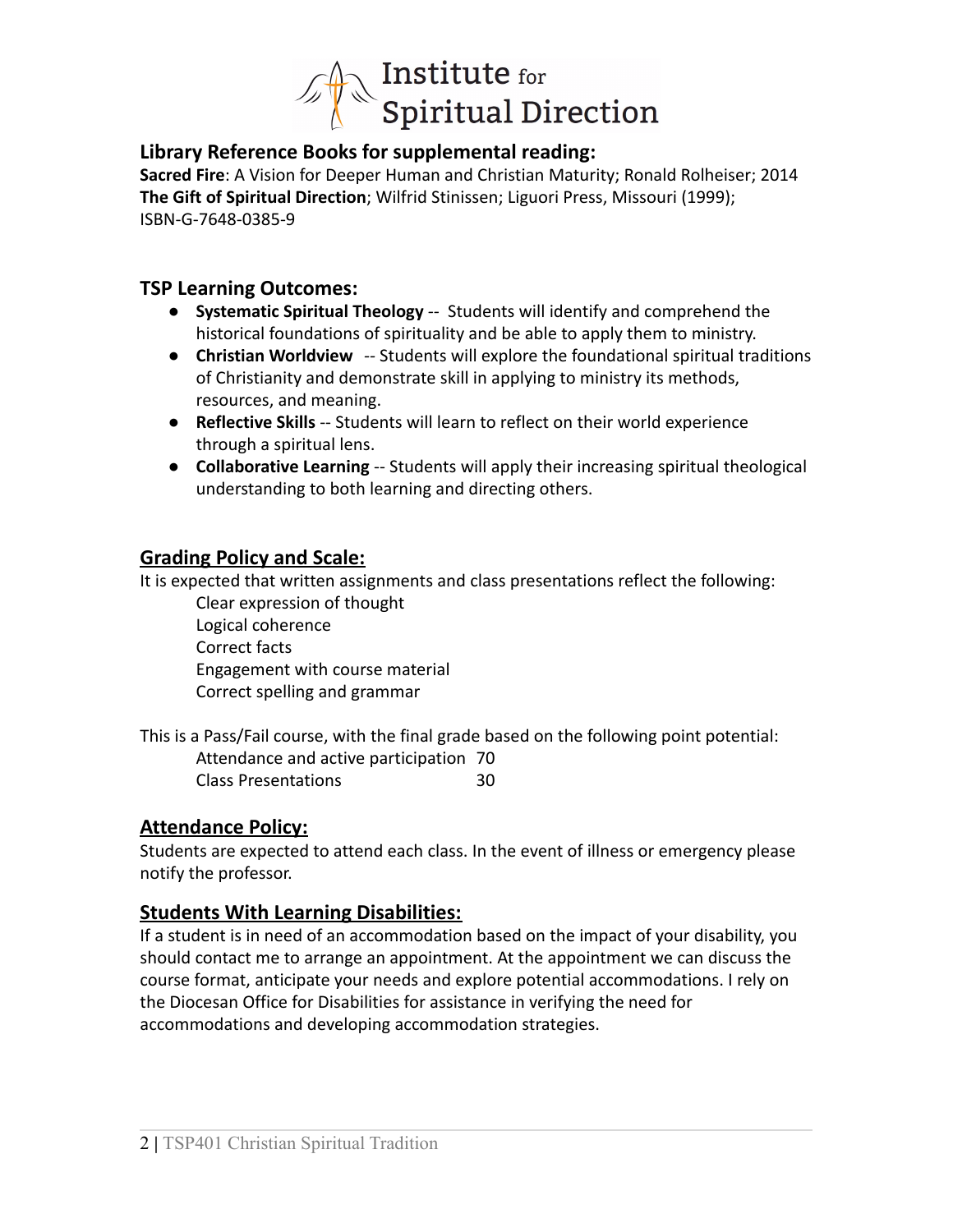## Library Reference Books for supplemental reading:

**Sacred Fire**: A Vision for Deeper Human and Christian Maturity; Ronald Rolheiser; 2014
**The Gift of Spiritual Direction**; Wilfrid Stinissen; Liguori Press, Missouri (1999); ISBN-G-7648-0385-9

## TSP Learning Outcomes:

- **Systematic Spiritual Theology** -- Students will identify and comprehend the historical foundations of spirituality and be able to apply them to ministry.
- **Christian Worldview** -- Students will explore the foundational spiritual traditions of Christianity and demonstrate skill in applying to ministry its methods, resources, and meaning.
- **Reflective Skills** -- Students will learn to reflect on their world experience through a spiritual lens.
- **Collaborative Learning** -- Students will apply their increasing spiritual theological understanding to both learning and directing others.

## Grading Policy and Scale:

It is expected that written assignments and class presentations reflect the following:

Clear expression of thought
Logical coherence
Correct facts
Engagement with course material
Correct spelling and grammar

This is a Pass/Fail course, with the final grade based on the following point potential:

| | |
|---|---|
| Attendance and active participation | 70 |
| Class Presentations | 30 |

## Attendance Policy:

Students are expected to attend each class. In the event of illness or emergency please notify the professor.

## Students With Learning Disabilities:

If a student is in need of an accommodation based on the impact of your disability, you should contact me to arrange an appointment. At the appointment we can discuss the course format, anticipate your needs and explore potential accommodations. I rely on the Diocesan Office for Disabilities for assistance in verifying the need for accommodations and developing accommodation strategies.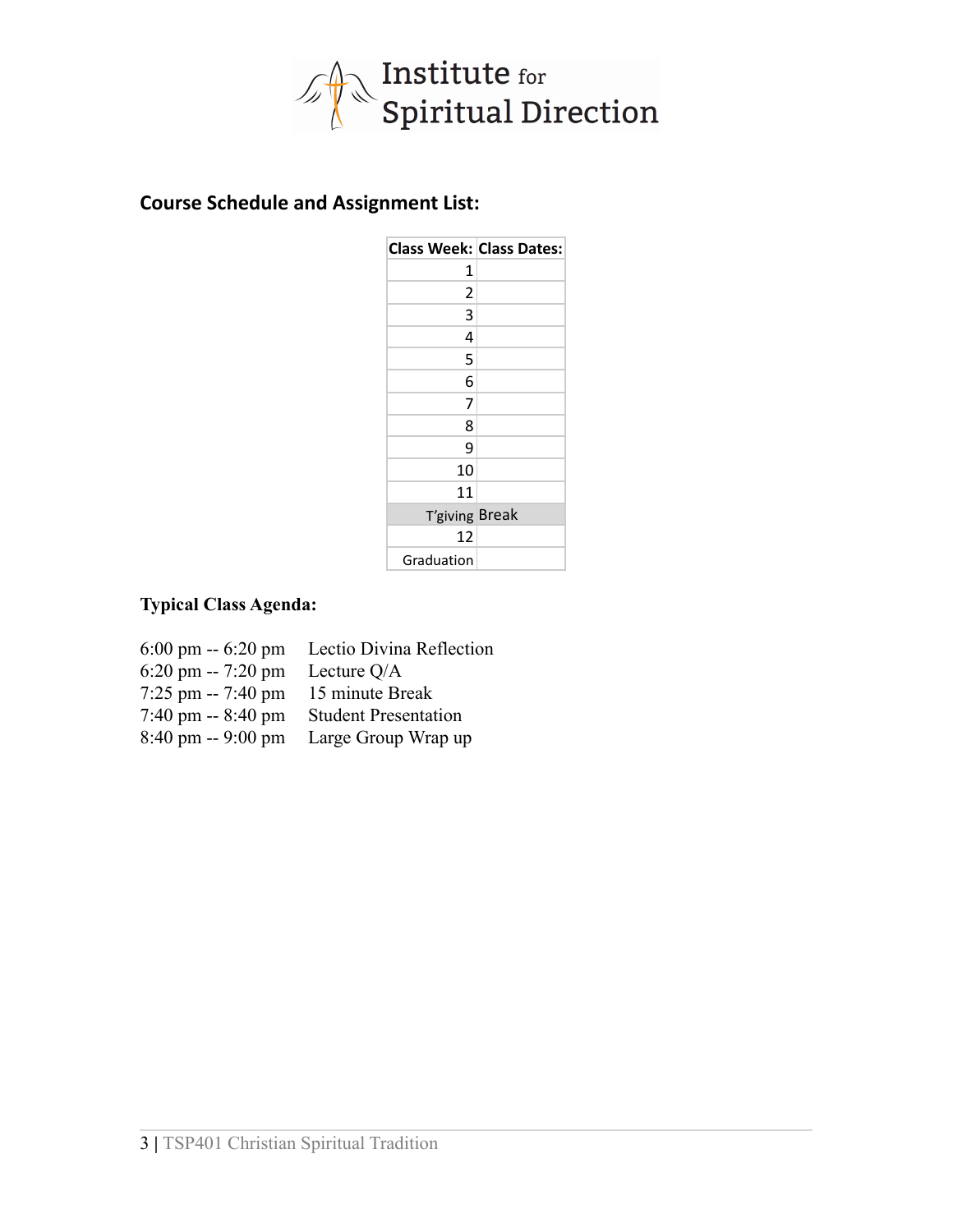Institute for Spiritual Direction

## Course Schedule and Assignment List:

| Class Week: | Class Dates: |
|---|---|
| 1 | |
| 2 | |
| 3 | |
| 4 | |
| 5 | |
| 6 | |
| 7 | |
| 8 | |
| 9 | |
| 10 | |
| 11 | |
| T'giving | Break |
| 12 | |
| Graduation | |

**Typical Class Agenda:**

6:00 pm -- 6:20 pm  Lectio Divina Reflection
6:20 pm -- 7:20 pm  Lecture Q/A
7:25 pm -- 7:40 pm  15 minute Break
7:40 pm -- 8:40 pm  Student Presentation
8:40 pm -- 9:00 pm  Large Group Wrap up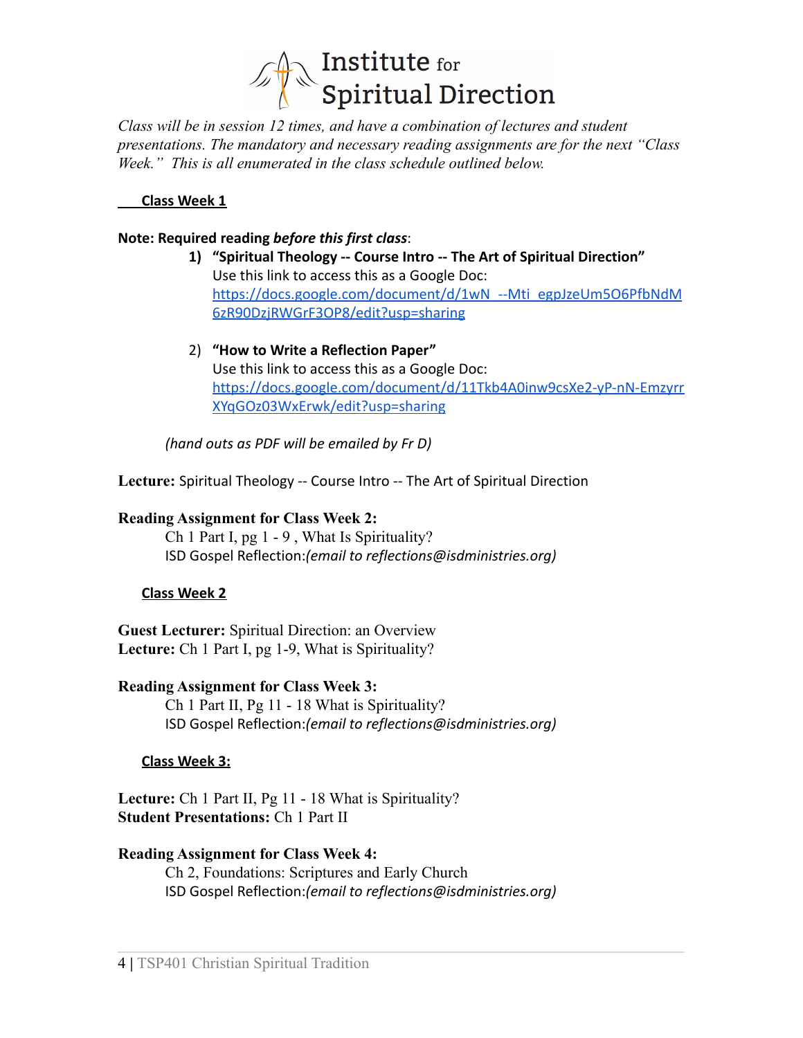Institute for Spiritual Direction

*Class will be in session 12 times, and have a combination of lectures and student presentations. The mandatory and necessary reading assignments are for the next "Class Week." This is all enumerated in the class schedule outlined below.*

## Class Week 1

**Note: Required reading *before this first class*:**

1) **"Spiritual Theology -- Course Intro -- The Art of Spiritual Direction"**
   Use this link to access this as a Google Doc:
   https://docs.google.com/document/d/1wN_--Mti_egpJzeUm5O6PfbNdM6zR90DzjRWGrF3OP8/edit?usp=sharing

2) **"How to Write a Reflection Paper"**
   Use this link to access this as a Google Doc:
   https://docs.google.com/document/d/11Tkb4A0inw9csXe2-yP-nN-EmzyrrXYqGOz03WxErwk/edit?usp=sharing

*(hand outs as PDF will be emailed by Fr D)*

**Lecture:** Spiritual Theology -- Course Intro -- The Art of Spiritual Direction

**Reading Assignment for Class Week 2:**
Ch 1 Part I, pg 1 - 9 , What Is Spirituality?
ISD Gospel Reflection:*(email to reflections@isdministries.org)*

## Class Week 2

**Guest Lecturer:** Spiritual Direction: an Overview
**Lecture:** Ch 1 Part I, pg 1-9, What is Spirituality?

**Reading Assignment for Class Week 3:**
Ch 1 Part II, Pg 11 - 18 What is Spirituality?
ISD Gospel Reflection:*(email to reflections@isdministries.org)*

## Class Week 3:

**Lecture:** Ch 1 Part II, Pg 11 - 18 What is Spirituality?
**Student Presentations:** Ch 1 Part II

**Reading Assignment for Class Week 4:**
Ch 2, Foundations: Scriptures and Early Church
ISD Gospel Reflection:*(email to reflections@isdministries.org)*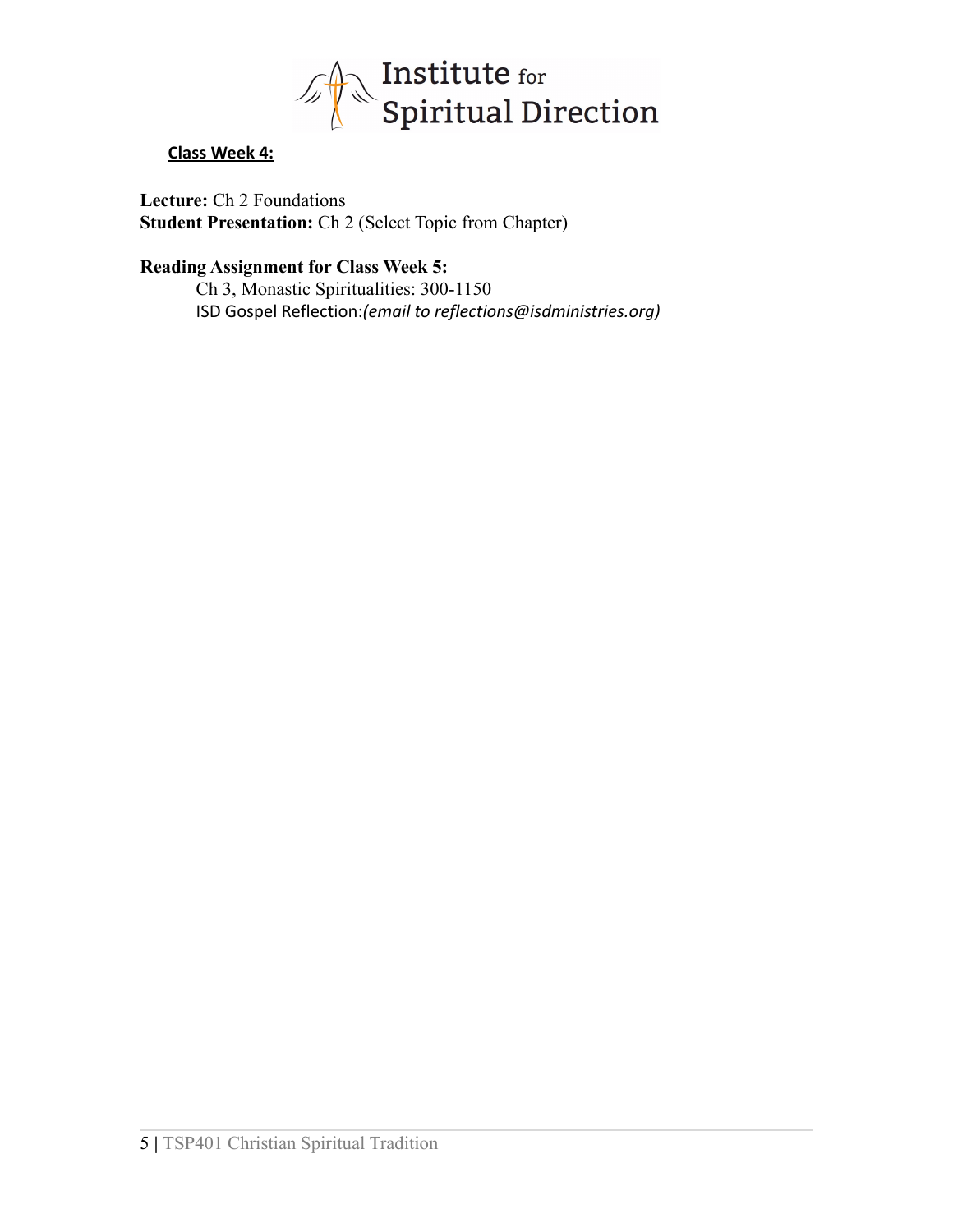**Class Week 4:**

**Lecture:** Ch 2 Foundations
**Student Presentation:** Ch 2 (Select Topic from Chapter)

**Reading Assignment for Class Week 5:**

Ch 3, Monastic Spiritualities: 300-1150
ISD Gospel Reflection:*(email to reflections@isdministries.org)*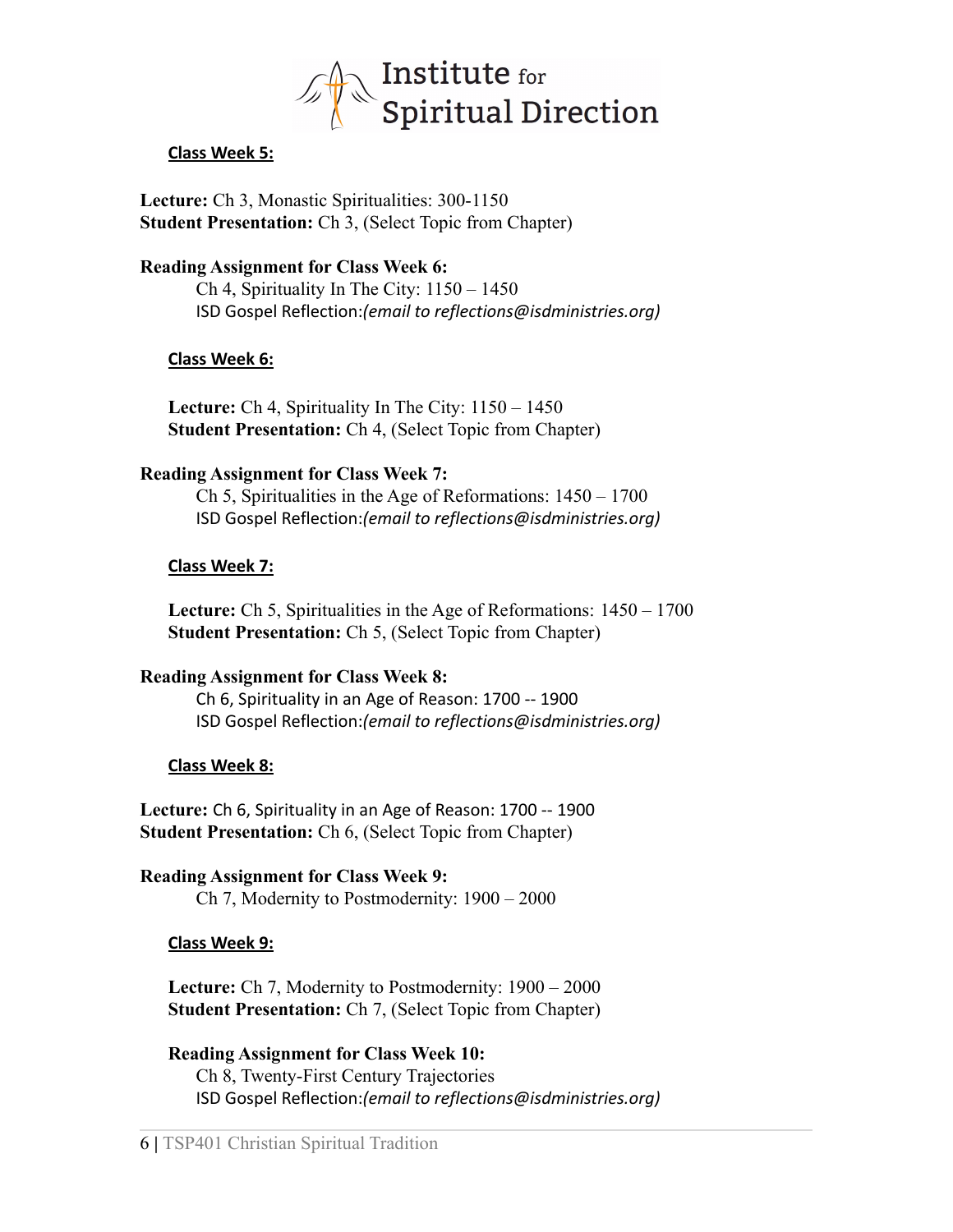**Class Week 5:**

**Lecture:** Ch 3, Monastic Spiritualities: 300-1150
**Student Presentation:** Ch 3, (Select Topic from Chapter)

**Reading Assignment for Class Week 6:**
Ch 4, Spirituality In The City: 1150 – 1450
ISD Gospel Reflection:*(email to reflections@isdministries.org)*

**Class Week 6:**

**Lecture:** Ch 4, Spirituality In The City: 1150 – 1450
**Student Presentation:** Ch 4, (Select Topic from Chapter)

**Reading Assignment for Class Week 7:**
Ch 5, Spiritualities in the Age of Reformations: 1450 – 1700
ISD Gospel Reflection:*(email to reflections@isdministries.org)*

**Class Week 7:**

**Lecture:** Ch 5, Spiritualities in the Age of Reformations: 1450 – 1700
**Student Presentation:** Ch 5, (Select Topic from Chapter)

**Reading Assignment for Class Week 8:**
Ch 6, Spirituality in an Age of Reason: 1700 -- 1900
ISD Gospel Reflection:*(email to reflections@isdministries.org)*

**Class Week 8:**

**Lecture:** Ch 6, Spirituality in an Age of Reason: 1700 -- 1900
**Student Presentation:** Ch 6, (Select Topic from Chapter)

**Reading Assignment for Class Week 9:**
Ch 7, Modernity to Postmodernity: 1900 – 2000

**Class Week 9:**

**Lecture:** Ch 7, Modernity to Postmodernity: 1900 – 2000
**Student Presentation:** Ch 7, (Select Topic from Chapter)

**Reading Assignment for Class Week 10:**
Ch 8, Twenty-First Century Trajectories
ISD Gospel Reflection:*(email to reflections@isdministries.org)*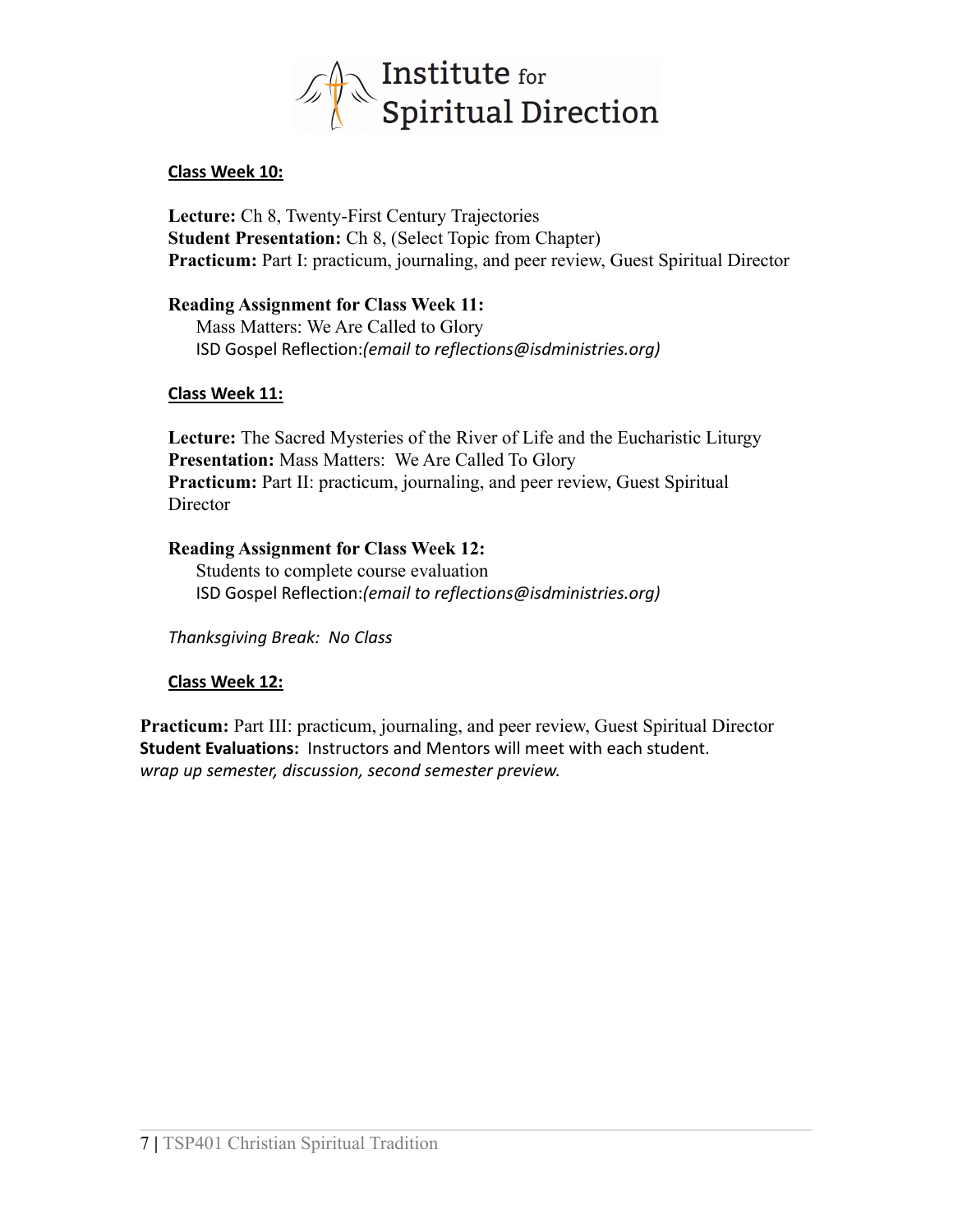**Class Week 10:**

**Lecture:** Ch 8, Twenty-First Century Trajectories
**Student Presentation:** Ch 8, (Select Topic from Chapter)
**Practicum:** Part I: practicum, journaling, and peer review, Guest Spiritual Director

**Reading Assignment for Class Week 11:**
Mass Matters: We Are Called to Glory
ISD Gospel Reflection:*(email to reflections@isdministries.org)*

**Class Week 11:**

**Lecture:** The Sacred Mysteries of the River of Life and the Eucharistic Liturgy
**Presentation:** Mass Matters: We Are Called To Glory
**Practicum:** Part II: practicum, journaling, and peer review, Guest Spiritual Director

**Reading Assignment for Class Week 12:**
Students to complete course evaluation
ISD Gospel Reflection:*(email to reflections@isdministries.org)*

*Thanksgiving Break: No Class*

**Class Week 12:**

**Practicum:** Part III: practicum, journaling, and peer review, Guest Spiritual Director
**Student Evaluations:** Instructors and Mentors will meet with each student.
*wrap up semester, discussion, second semester preview.*